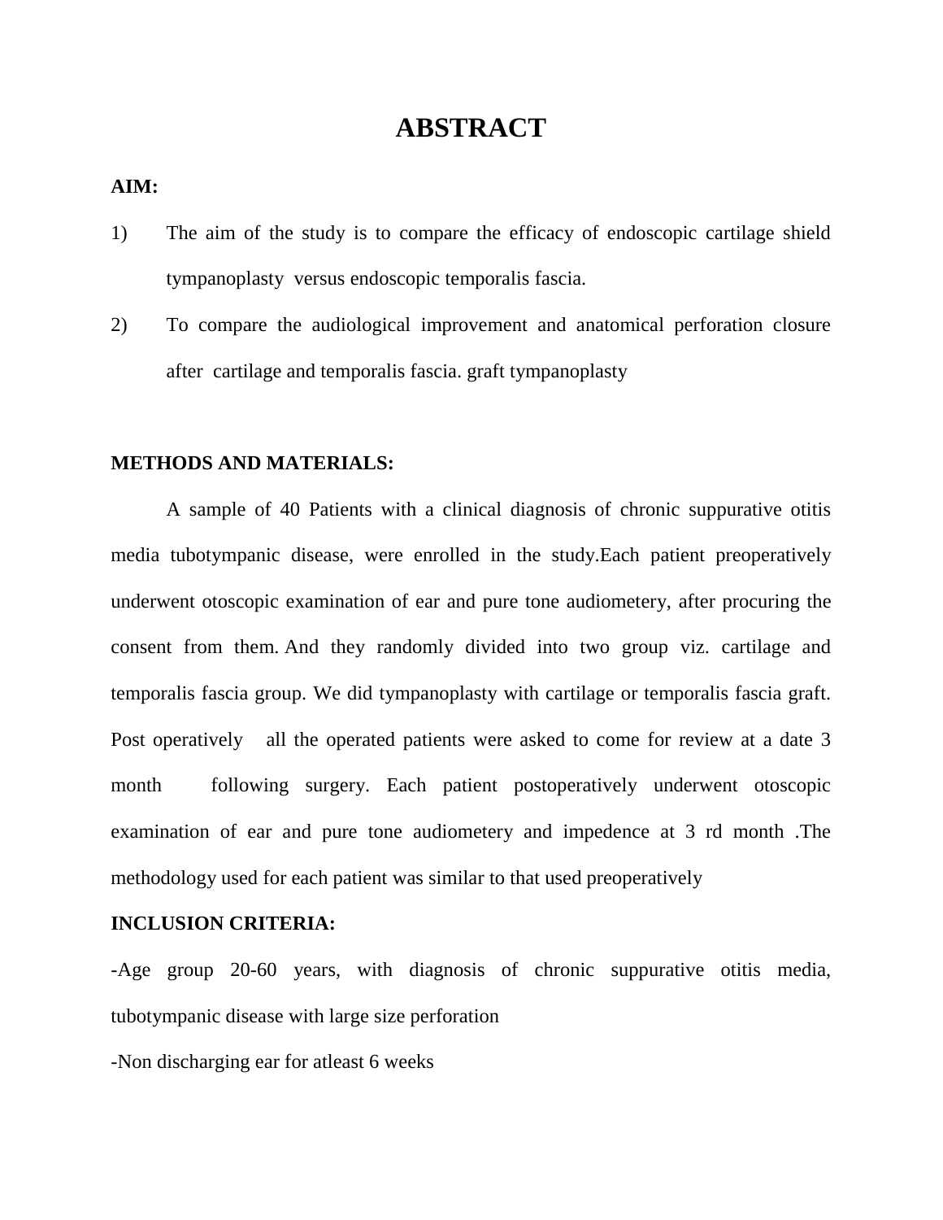# ABSTRACT

**AIM:**

1) The aim of the study is to compare the efficacy of endoscopic cartilage shield tympanoplasty versus endoscopic temporalis fascia.
2) To compare the audiological improvement and anatomical perforation closure after cartilage and temporalis fascia. graft tympanoplasty

**METHODS AND MATERIALS:**

A sample of 40 Patients with a clinical diagnosis of chronic suppurative otitis media tubotympanic disease, were enrolled in the study.Each patient preoperatively underwent otoscopic examination of ear and pure tone audiometery, after procuring the consent from them. And they randomly divided into two group viz. cartilage and temporalis fascia group. We did tympanoplasty with cartilage or temporalis fascia graft. Post operatively all the operated patients were asked to come for review at a date 3 month following surgery. Each patient postoperatively underwent otoscopic examination of ear and pure tone audiometery and impedence at 3 rd month .The methodology used for each patient was similar to that used preoperatively

**INCLUSION CRITERIA:**

-Age group 20-60 years, with diagnosis of chronic suppurative otitis media, tubotympanic disease with large size perforation

-Non discharging ear for atleast 6 weeks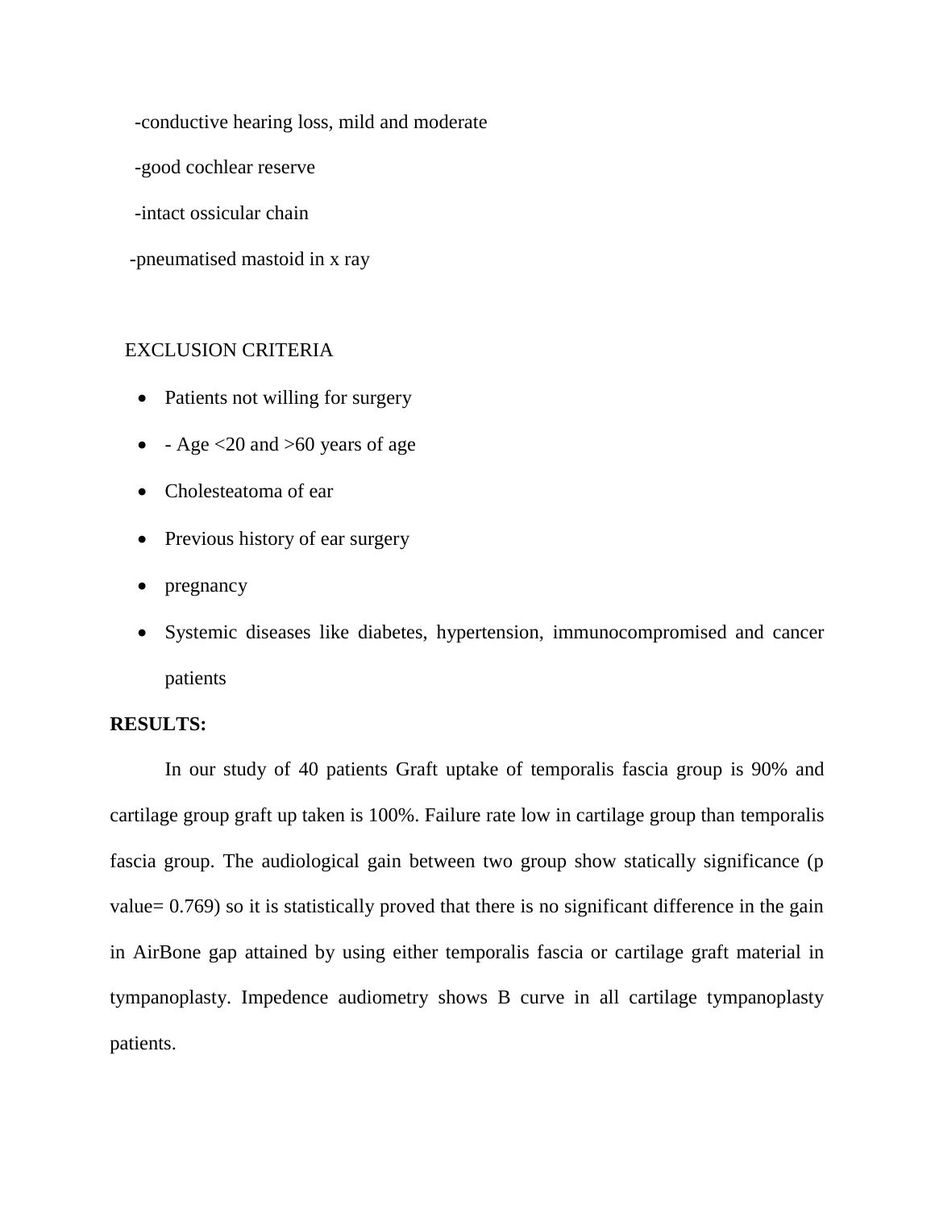-conductive hearing loss, mild and moderate

-good cochlear reserve

-intact ossicular chain

-pneumatised mastoid in x ray

EXCLUSION CRITERIA

- Patients not willing for surgery
- - Age <20 and >60 years of age
- Cholesteatoma of ear
- Previous history of ear surgery
- pregnancy
- Systemic diseases like diabetes, hypertension, immunocompromised and cancer patients

**RESULTS:**

In our study of 40 patients Graft uptake of temporalis fascia group is 90% and cartilage group graft up taken is 100%. Failure rate low in cartilage group than temporalis fascia group. The audiological gain between two group show statically significance (p value= 0.769) so it is statistically proved that there is no significant difference in the gain in AirBone gap attained by using either temporalis fascia or cartilage graft material in tympanoplasty. Impedence audiometry shows B curve in all cartilage tympanoplasty patients.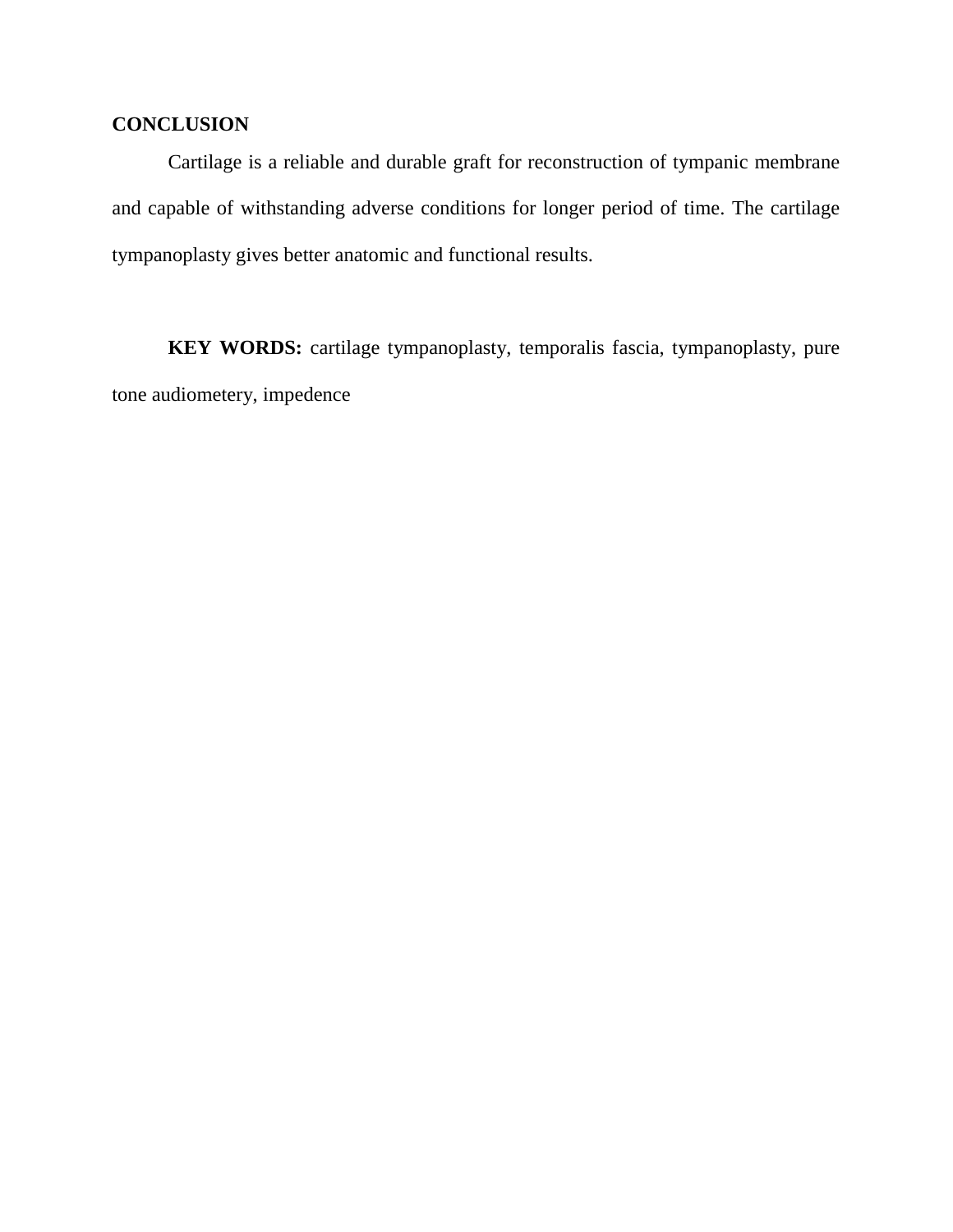## CONCLUSION

Cartilage is a reliable and durable graft for reconstruction of tympanic membrane and capable of withstanding adverse conditions for longer period of time. The cartilage tympanoplasty gives better anatomic and functional results.

**KEY WORDS:** cartilage tympanoplasty, temporalis fascia, tympanoplasty, pure tone audiometery, impedence